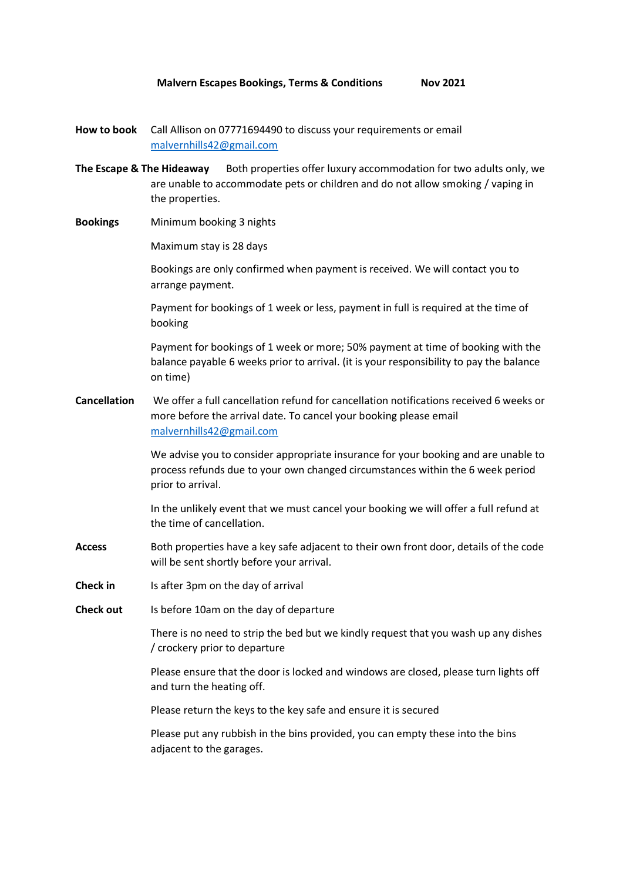**Malvern Escapes Bookings, Terms & Conditions Nov 2021**

**How to book** Call Allison on 07771694490 to discuss your requirements or email malvernhills42@gmail.com

**The Escape & The Hideaway** Both properties offer luxury accommodation for two adults only, we are unable to accommodate pets or children and do not allow smoking / vaping in the properties.

**Bookings** Minimum booking 3 nights

Maximum stay is 28 days

Bookings are only confirmed when payment is received. We will contact you to arrange payment.

Payment for bookings of 1 week or less, payment in full is required at the time of booking

Payment for bookings of 1 week or more; 50% payment at time of booking with the balance payable 6 weeks prior to arrival. (it is your responsibility to pay the balance on time)

**Cancellation** We offer a full cancellation refund for cancellation notifications received 6 weeks or more before the arrival date. To cancel your booking please email malvernhills42@gmail.com

We advise you to consider appropriate insurance for your booking and are unable to process refunds due to your own changed circumstances within the 6 week period prior to arrival.

In the unlikely event that we must cancel your booking we will offer a full refund at the time of cancellation.

**Access** Both properties have a key safe adjacent to their own front door, details of the code will be sent shortly before your arrival.

**Check in** Is after 3pm on the day of arrival

**Check out** Is before 10am on the day of departure

There is no need to strip the bed but we kindly request that you wash up any dishes / crockery prior to departure

Please ensure that the door is locked and windows are closed, please turn lights off and turn the heating off.

Please return the keys to the key safe and ensure it is secured

Please put any rubbish in the bins provided, you can empty these into the bins adjacent to the garages.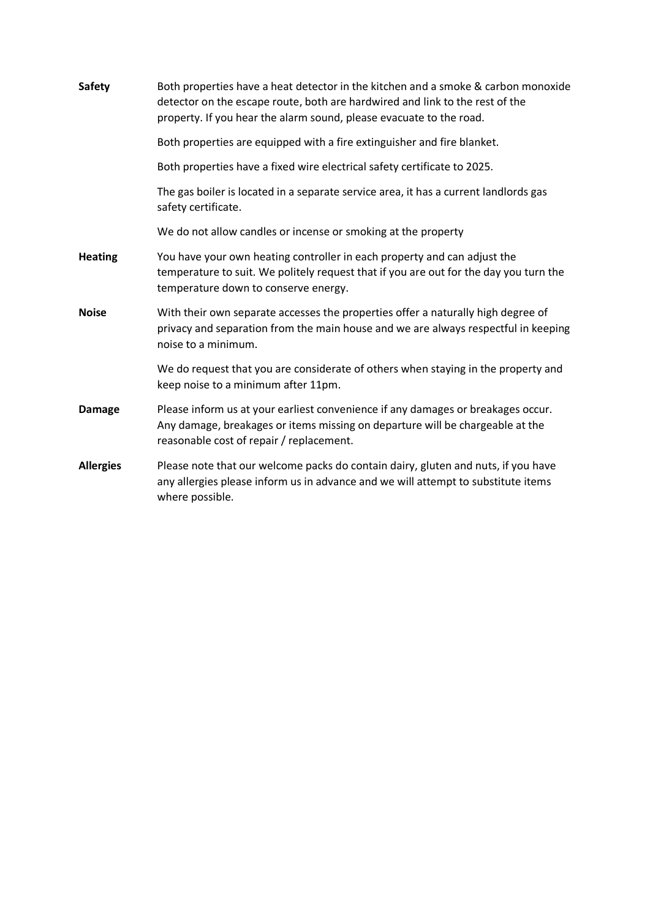**Safety**

Both properties have a heat detector in the kitchen and a smoke & carbon monoxide detector on the escape route, both are hardwired and link to the rest of the property. If you hear the alarm sound, please evacuate to the road.

Both properties are equipped with a fire extinguisher and fire blanket.

Both properties have a fixed wire electrical safety certificate to 2025.

The gas boiler is located in a separate service area, it has a current landlords gas safety certificate.

We do not allow candles or incense or smoking at the property

**Heating**

You have your own heating controller in each property and can adjust the temperature to suit. We politely request that if you are out for the day you turn the temperature down to conserve energy.

**Noise**

With their own separate accesses the properties offer a naturally high degree of privacy and separation from the main house and we are always respectful in keeping noise to a minimum.

We do request that you are considerate of others when staying in the property and keep noise to a minimum after 11pm.

**Damage**

Please inform us at your earliest convenience if any damages or breakages occur. Any damage, breakages or items missing on departure will be chargeable at the reasonable cost of repair / replacement.

**Allergies**

Please note that our welcome packs do contain dairy, gluten and nuts, if you have any allergies please inform us in advance and we will attempt to substitute items where possible.